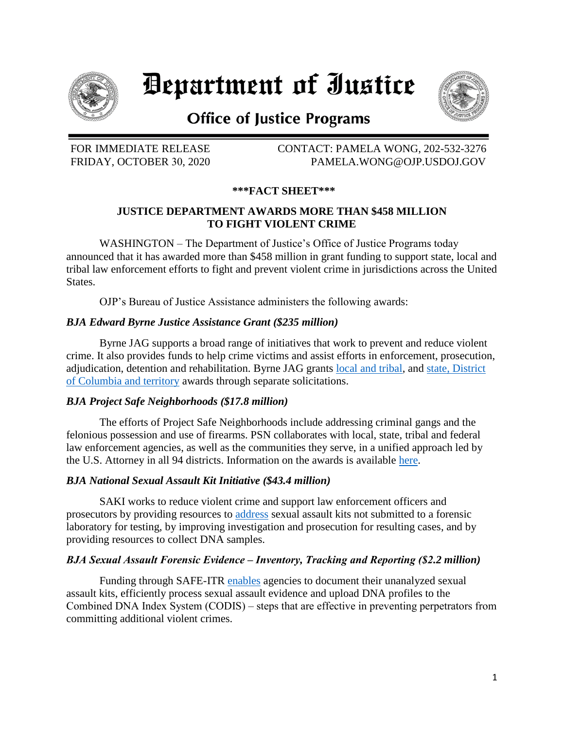# Department of Justice

## Office of Justice Programs

FOR IMMEDIATE RELEASE
FRIDAY, OCTOBER 30, 2020

CONTACT: PAMELA WONG, 202-532-3276
PAMELA.WONG@OJP.USDOJ.GOV

**\*\*\*FACT SHEET\*\*\***

**JUSTICE DEPARTMENT AWARDS MORE THAN $458 MILLION TO FIGHT VIOLENT CRIME**

WASHINGTON – The Department of Justice's Office of Justice Programs today announced that it has awarded more than $458 million in grant funding to support state, local and tribal law enforcement efforts to fight and prevent violent crime in jurisdictions across the United States.

OJP's Bureau of Justice Assistance administers the following awards:

***BJA Edward Byrne Justice Assistance Grant ($235 million)***

Byrne JAG supports a broad range of initiatives that work to prevent and reduce violent crime. It also provides funds to help crime victims and assist efforts in enforcement, prosecution, adjudication, detention and rehabilitation. Byrne JAG grants local and tribal, and state, District of Columbia and territory awards through separate solicitations.

***BJA Project Safe Neighborhoods ($17.8 million)***

The efforts of Project Safe Neighborhoods include addressing criminal gangs and the felonious possession and use of firearms. PSN collaborates with local, state, tribal and federal law enforcement agencies, as well as the communities they serve, in a unified approach led by the U.S. Attorney in all 94 districts. Information on the awards is available here.

***BJA National Sexual Assault Kit Initiative ($43.4 million)***

SAKI works to reduce violent crime and support law enforcement officers and prosecutors by providing resources to address sexual assault kits not submitted to a forensic laboratory for testing, by improving investigation and prosecution for resulting cases, and by providing resources to collect DNA samples.

***BJA Sexual Assault Forensic Evidence – Inventory, Tracking and Reporting ($2.2 million)***

Funding through SAFE-ITR enables agencies to document their unanalyzed sexual assault kits, efficiently process sexual assault evidence and upload DNA profiles to the Combined DNA Index System (CODIS) – steps that are effective in preventing perpetrators from committing additional violent crimes.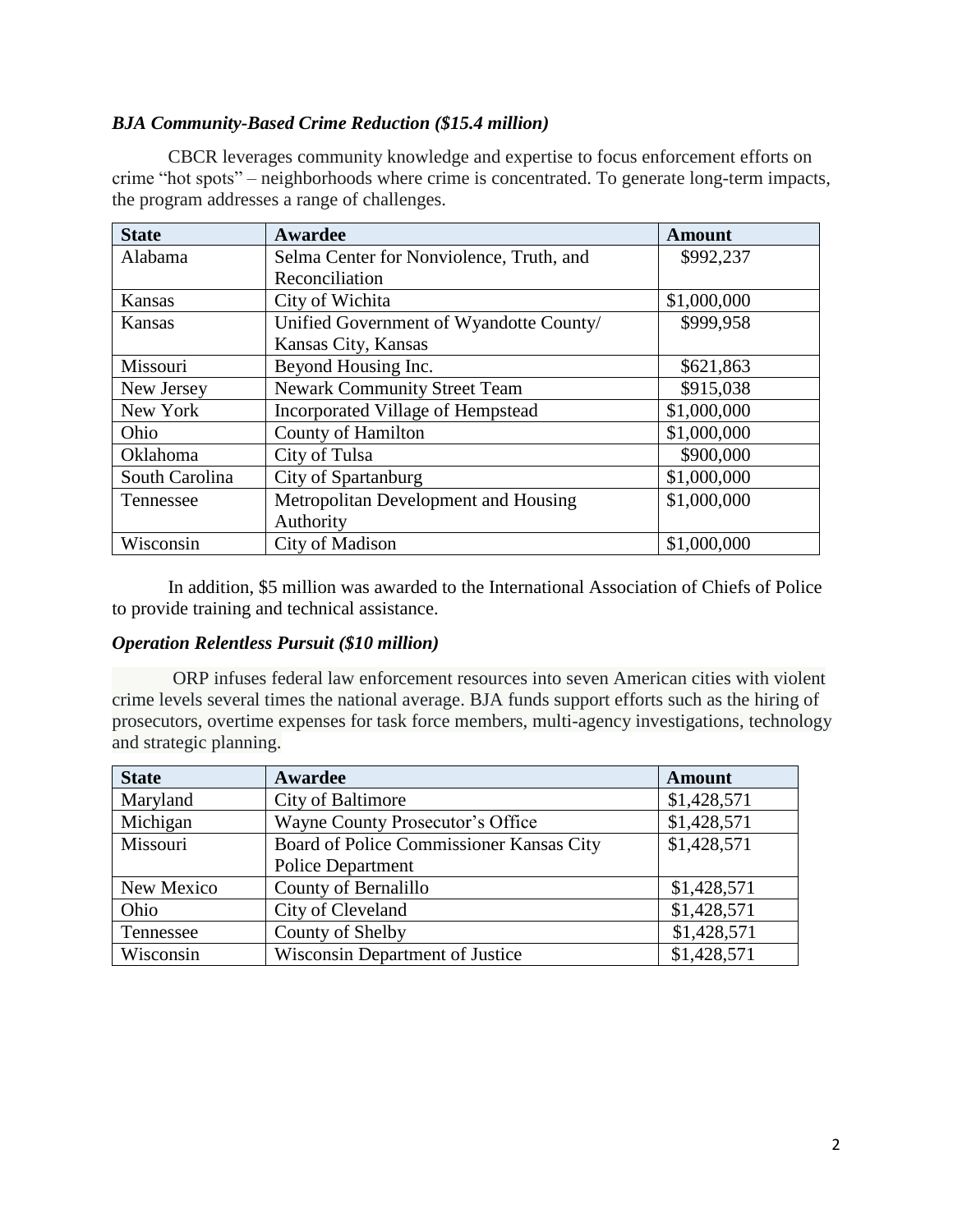***BJA Community-Based Crime Reduction ($15.4 million)***

CBCR leverages community knowledge and expertise to focus enforcement efforts on crime "hot spots" – neighborhoods where crime is concentrated. To generate long-term impacts, the program addresses a range of challenges.

| State | Awardee | Amount |
|---|---|---|
| Alabama | Selma Center for Nonviolence, Truth, and Reconciliation | $992,237 |
| Kansas | City of Wichita | $1,000,000 |
| Kansas | Unified Government of Wyandotte County/ Kansas City, Kansas | $999,958 |
| Missouri | Beyond Housing Inc. | $621,863 |
| New Jersey | Newark Community Street Team | $915,038 |
| New York | Incorporated Village of Hempstead | $1,000,000 |
| Ohio | County of Hamilton | $1,000,000 |
| Oklahoma | City of Tulsa | $900,000 |
| South Carolina | City of Spartanburg | $1,000,000 |
| Tennessee | Metropolitan Development and Housing Authority | $1,000,000 |
| Wisconsin | City of Madison | $1,000,000 |

In addition, $5 million was awarded to the International Association of Chiefs of Police to provide training and technical assistance.

***Operation Relentless Pursuit ($10 million)***

ORP infuses federal law enforcement resources into seven American cities with violent crime levels several times the national average. BJA funds support efforts such as the hiring of prosecutors, overtime expenses for task force members, multi-agency investigations, technology and strategic planning.

| State | Awardee | Amount |
|---|---|---|
| Maryland | City of Baltimore | $1,428,571 |
| Michigan | Wayne County Prosecutor's Office | $1,428,571 |
| Missouri | Board of Police Commissioner Kansas City Police Department | $1,428,571 |
| New Mexico | County of Bernalillo | $1,428,571 |
| Ohio | City of Cleveland | $1,428,571 |
| Tennessee | County of Shelby | $1,428,571 |
| Wisconsin | Wisconsin Department of Justice | $1,428,571 |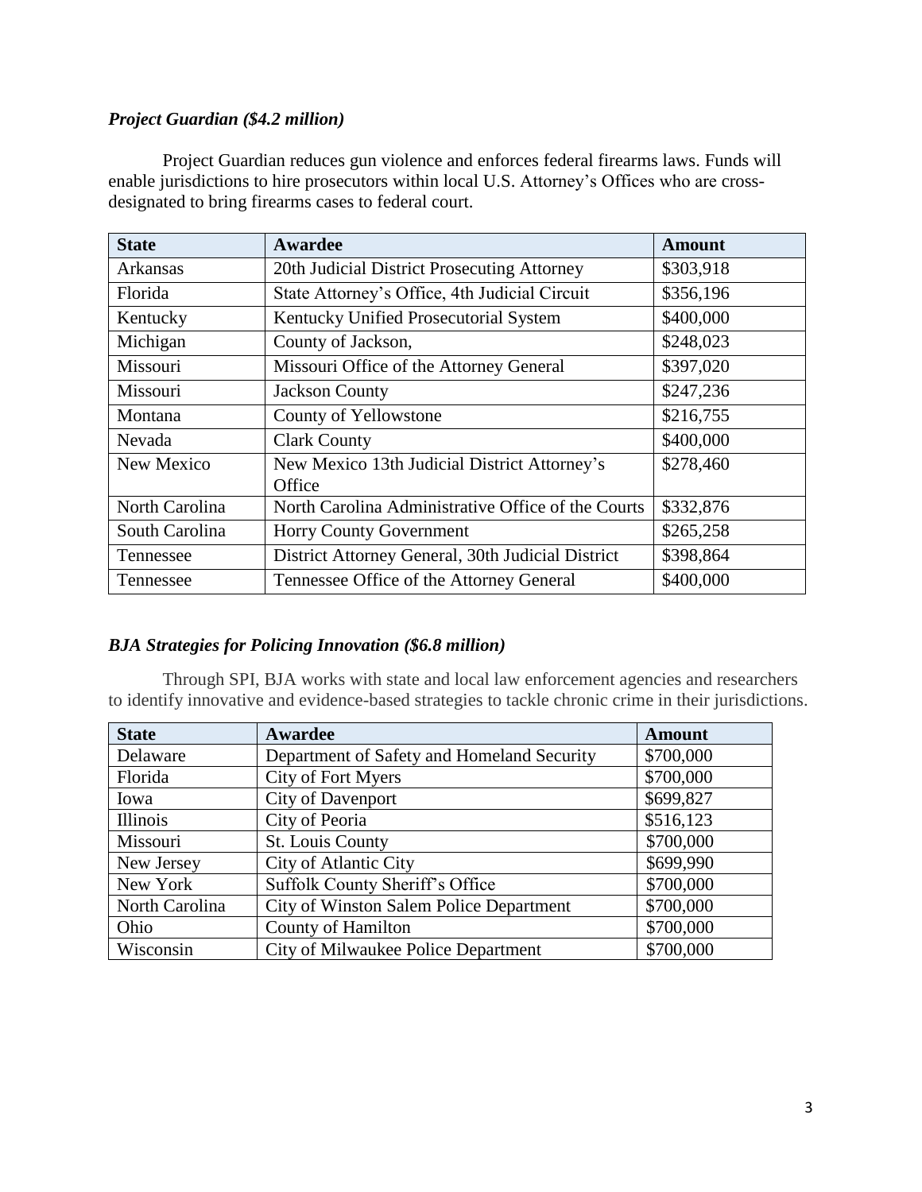***Project Guardian ($4.2 million)***

Project Guardian reduces gun violence and enforces federal firearms laws. Funds will enable jurisdictions to hire prosecutors within local U.S. Attorney's Offices who are cross-designated to bring firearms cases to federal court.

| State | Awardee | Amount |
|---|---|---|
| Arkansas | 20th Judicial District Prosecuting Attorney | $303,918 |
| Florida | State Attorney's Office, 4th Judicial Circuit | $356,196 |
| Kentucky | Kentucky Unified Prosecutorial System | $400,000 |
| Michigan | County of Jackson, | $248,023 |
| Missouri | Missouri Office of the Attorney General | $397,020 |
| Missouri | Jackson County | $247,236 |
| Montana | County of Yellowstone | $216,755 |
| Nevada | Clark County | $400,000 |
| New Mexico | New Mexico 13th Judicial District Attorney's Office | $278,460 |
| North Carolina | North Carolina Administrative Office of the Courts | $332,876 |
| South Carolina | Horry County Government | $265,258 |
| Tennessee | District Attorney General, 30th Judicial District | $398,864 |
| Tennessee | Tennessee Office of the Attorney General | $400,000 |

***BJA Strategies for Policing Innovation ($6.8 million)***

Through SPI, BJA works with state and local law enforcement agencies and researchers to identify innovative and evidence-based strategies to tackle chronic crime in their jurisdictions.

| State | Awardee | Amount |
|---|---|---|
| Delaware | Department of Safety and Homeland Security | $700,000 |
| Florida | City of Fort Myers | $700,000 |
| Iowa | City of Davenport | $699,827 |
| Illinois | City of Peoria | $516,123 |
| Missouri | St. Louis County | $700,000 |
| New Jersey | City of Atlantic City | $699,990 |
| New York | Suffolk County Sheriff's Office | $700,000 |
| North Carolina | City of Winston Salem Police Department | $700,000 |
| Ohio | County of Hamilton | $700,000 |
| Wisconsin | City of Milwaukee Police Department | $700,000 |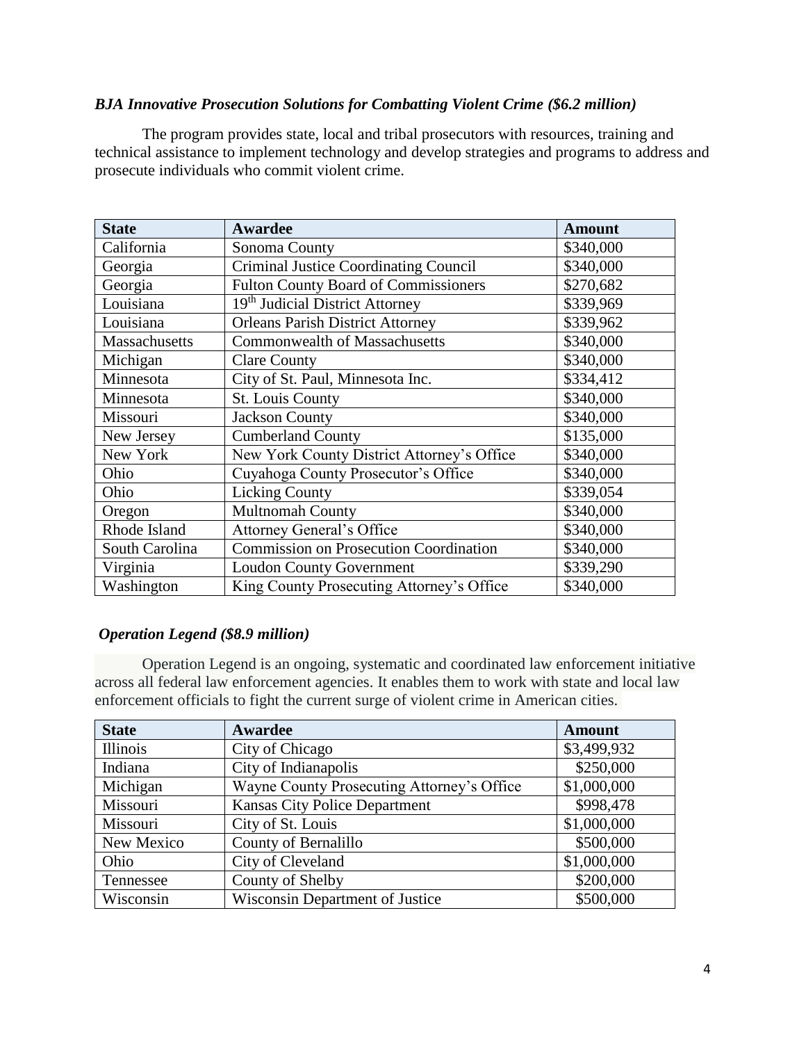***BJA Innovative Prosecution Solutions for Combatting Violent Crime ($6.2 million)***

The program provides state, local and tribal prosecutors with resources, training and technical assistance to implement technology and develop strategies and programs to address and prosecute individuals who commit violent crime.

| State | Awardee | Amount |
|---|---|---|
| California | Sonoma County | $340,000 |
| Georgia | Criminal Justice Coordinating Council | $340,000 |
| Georgia | Fulton County Board of Commissioners | $270,682 |
| Louisiana | 19th Judicial District Attorney | $339,969 |
| Louisiana | Orleans Parish District Attorney | $339,962 |
| Massachusetts | Commonwealth of Massachusetts | $340,000 |
| Michigan | Clare County | $340,000 |
| Minnesota | City of St. Paul, Minnesota Inc. | $334,412 |
| Minnesota | St. Louis County | $340,000 |
| Missouri | Jackson County | $340,000 |
| New Jersey | Cumberland County | $135,000 |
| New York | New York County District Attorney's Office | $340,000 |
| Ohio | Cuyahoga County Prosecutor's Office | $340,000 |
| Ohio | Licking County | $339,054 |
| Oregon | Multnomah County | $340,000 |
| Rhode Island | Attorney General's Office | $340,000 |
| South Carolina | Commission on Prosecution Coordination | $340,000 |
| Virginia | Loudon County Government | $339,290 |
| Washington | King County Prosecuting Attorney's Office | $340,000 |

***Operation Legend ($8.9 million)***

Operation Legend is an ongoing, systematic and coordinated law enforcement initiative across all federal law enforcement agencies. It enables them to work with state and local law enforcement officials to fight the current surge of violent crime in American cities.

| State | Awardee | Amount |
|---|---|---|
| Illinois | City of Chicago | $3,499,932 |
| Indiana | City of Indianapolis | $250,000 |
| Michigan | Wayne County Prosecuting Attorney's Office | $1,000,000 |
| Missouri | Kansas City Police Department | $998,478 |
| Missouri | City of St. Louis | $1,000,000 |
| New Mexico | County of Bernalillo | $500,000 |
| Ohio | City of Cleveland | $1,000,000 |
| Tennessee | County of Shelby | $200,000 |
| Wisconsin | Wisconsin Department of Justice | $500,000 |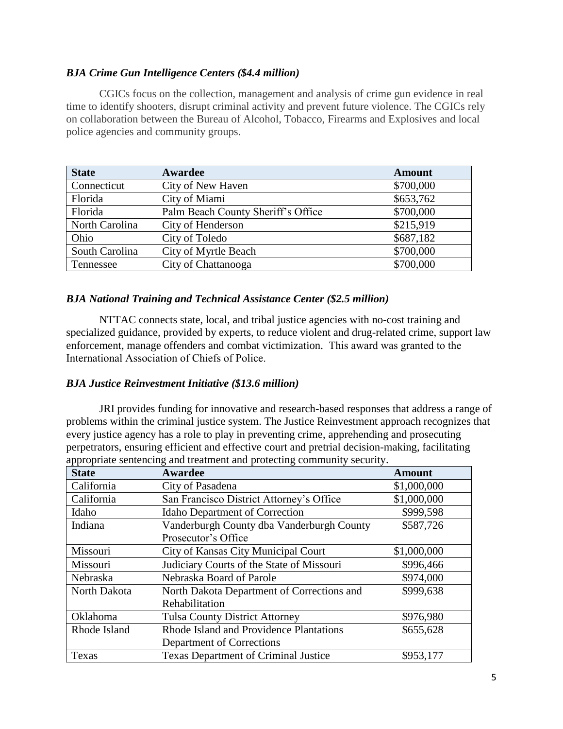***BJA Crime Gun Intelligence Centers ($4.4 million)***

CGICs focus on the collection, management and analysis of crime gun evidence in real time to identify shooters, disrupt criminal activity and prevent future violence. The CGICs rely on collaboration between the Bureau of Alcohol, Tobacco, Firearms and Explosives and local police agencies and community groups.

| State | Awardee | Amount |
| --- | --- | --- |
| Connecticut | City of New Haven | $700,000 |
| Florida | City of Miami | $653,762 |
| Florida | Palm Beach County Sheriff's Office | $700,000 |
| North Carolina | City of Henderson | $215,919 |
| Ohio | City of Toledo | $687,182 |
| South Carolina | City of Myrtle Beach | $700,000 |
| Tennessee | City of Chattanooga | $700,000 |

***BJA National Training and Technical Assistance Center ($2.5 million)***

NTTAC connects state, local, and tribal justice agencies with no-cost training and specialized guidance, provided by experts, to reduce violent and drug-related crime, support law enforcement, manage offenders and combat victimization. This award was granted to the International Association of Chiefs of Police.

***BJA Justice Reinvestment Initiative ($13.6 million)***

JRI provides funding for innovative and research-based responses that address a range of problems within the criminal justice system. The Justice Reinvestment approach recognizes that every justice agency has a role to play in preventing crime, apprehending and prosecuting perpetrators, ensuring efficient and effective court and pretrial decision-making, facilitating appropriate sentencing and treatment and protecting community security.

| State | Awardee | Amount |
| --- | --- | --- |
| California | City of Pasadena | $1,000,000 |
| California | San Francisco District Attorney's Office | $1,000,000 |
| Idaho | Idaho Department of Correction | $999,598 |
| Indiana | Vanderburgh County dba Vanderburgh County Prosecutor's Office | $587,726 |
| Missouri | City of Kansas City Municipal Court | $1,000,000 |
| Missouri | Judiciary Courts of the State of Missouri | $996,466 |
| Nebraska | Nebraska Board of Parole | $974,000 |
| North Dakota | North Dakota Department of Corrections and Rehabilitation | $999,638 |
| Oklahoma | Tulsa County District Attorney | $976,980 |
| Rhode Island | Rhode Island and Providence Plantations Department of Corrections | $655,628 |
| Texas | Texas Department of Criminal Justice | $953,177 |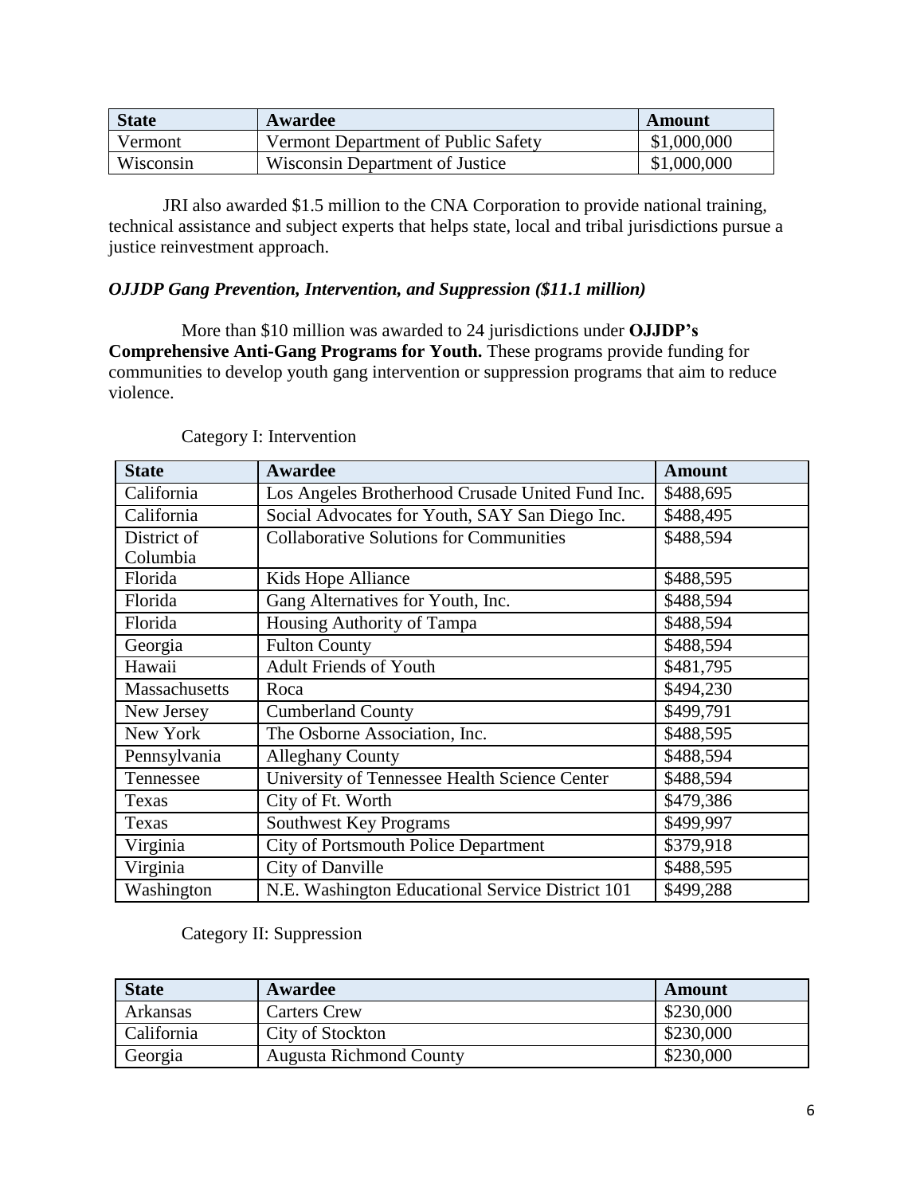| State | Awardee | Amount |
| --- | --- | --- |
| Vermont | Vermont Department of Public Safety | $1,000,000 |
| Wisconsin | Wisconsin Department of Justice | $1,000,000 |

JRI also awarded $1.5 million to the CNA Corporation to provide national training, technical assistance and subject experts that helps state, local and tribal jurisdictions pursue a justice reinvestment approach.

### *OJJDP Gang Prevention, Intervention, and Suppression ($11.1 million)*

More than $10 million was awarded to 24 jurisdictions under **OJJDP's Comprehensive Anti-Gang Programs for Youth.** These programs provide funding for communities to develop youth gang intervention or suppression programs that aim to reduce violence.

Category I: Intervention

| State | Awardee | Amount |
| --- | --- | --- |
| California | Los Angeles Brotherhood Crusade United Fund Inc. | $488,695 |
| California | Social Advocates for Youth, SAY San Diego Inc. | $488,495 |
| District of Columbia | Collaborative Solutions for Communities | $488,594 |
| Florida | Kids Hope Alliance | $488,595 |
| Florida | Gang Alternatives for Youth, Inc. | $488,594 |
| Florida | Housing Authority of Tampa | $488,594 |
| Georgia | Fulton County | $488,594 |
| Hawaii | Adult Friends of Youth | $481,795 |
| Massachusetts | Roca | $494,230 |
| New Jersey | Cumberland County | $499,791 |
| New York | The Osborne Association, Inc. | $488,595 |
| Pennsylvania | Alleghany County | $488,594 |
| Tennessee | University of Tennessee Health Science Center | $488,594 |
| Texas | City of Ft. Worth | $479,386 |
| Texas | Southwest Key Programs | $499,997 |
| Virginia | City of Portsmouth Police Department | $379,918 |
| Virginia | City of Danville | $488,595 |
| Washington | N.E. Washington Educational Service District 101 | $499,288 |

Category II: Suppression

| State | Awardee | Amount |
| --- | --- | --- |
| Arkansas | Carters Crew | $230,000 |
| California | City of Stockton | $230,000 |
| Georgia | Augusta Richmond County | $230,000 |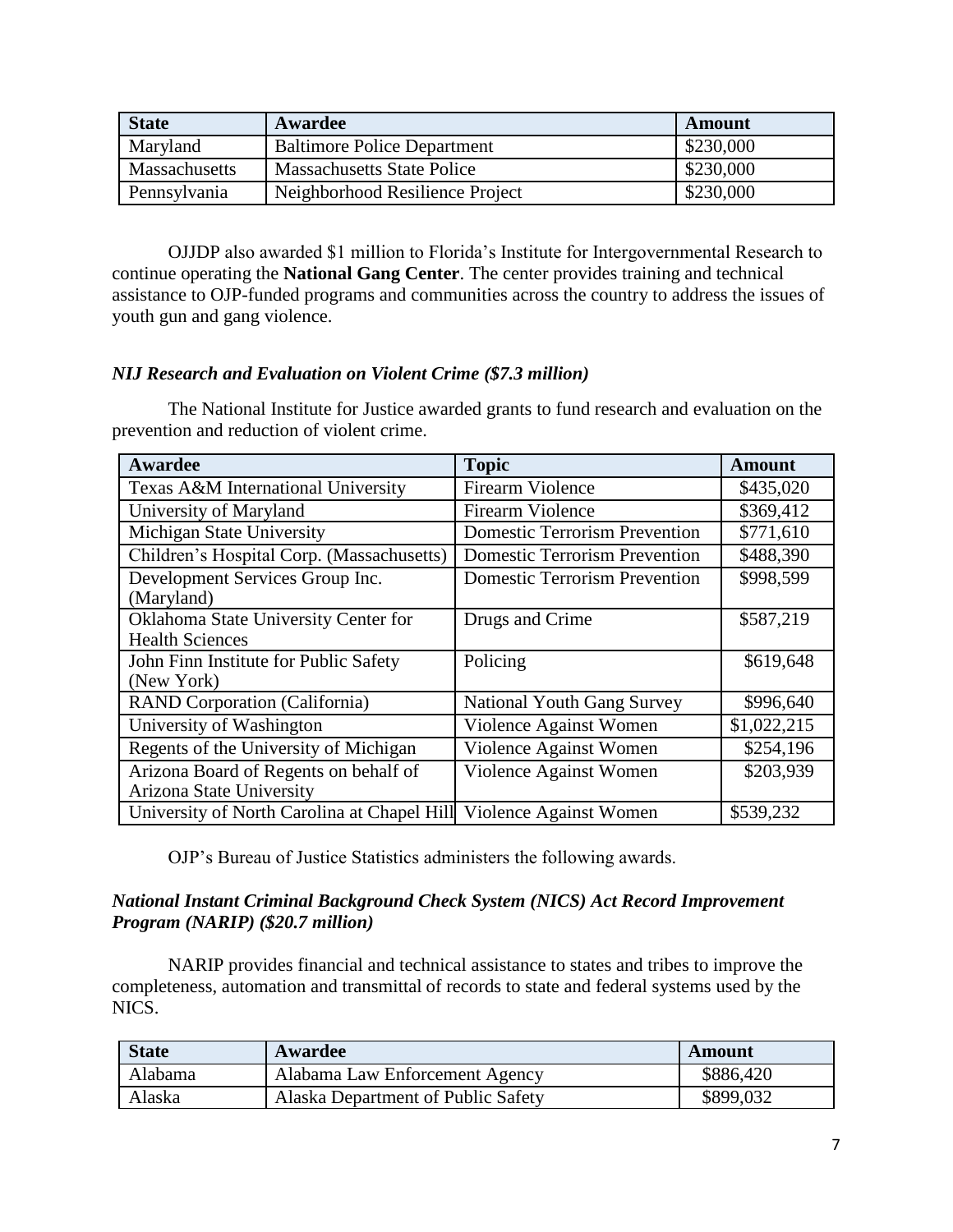| State | Awardee | Amount |
|---|---|---|
| Maryland | Baltimore Police Department | $230,000 |
| Massachusetts | Massachusetts State Police | $230,000 |
| Pennsylvania | Neighborhood Resilience Project | $230,000 |

OJJDP also awarded $1 million to Florida's Institute for Intergovernmental Research to continue operating the **National Gang Center**. The center provides training and technical assistance to OJP-funded programs and communities across the country to address the issues of youth gun and gang violence.

### *NIJ Research and Evaluation on Violent Crime ($7.3 million)*

The National Institute for Justice awarded grants to fund research and evaluation on the prevention and reduction of violent crime.

| Awardee | Topic | Amount |
|---|---|---|
| Texas A&M International University | Firearm Violence | $435,020 |
| University of Maryland | Firearm Violence | $369,412 |
| Michigan State University | Domestic Terrorism Prevention | $771,610 |
| Children's Hospital Corp. (Massachusetts) | Domestic Terrorism Prevention | $488,390 |
| Development Services Group Inc. (Maryland) | Domestic Terrorism Prevention | $998,599 |
| Oklahoma State University Center for Health Sciences | Drugs and Crime | $587,219 |
| John Finn Institute for Public Safety (New York) | Policing | $619,648 |
| RAND Corporation (California) | National Youth Gang Survey | $996,640 |
| University of Washington | Violence Against Women | $1,022,215 |
| Regents of the University of Michigan | Violence Against Women | $254,196 |
| Arizona Board of Regents on behalf of Arizona State University | Violence Against Women | $203,939 |
| University of North Carolina at Chapel Hill | Violence Against Women | $539,232 |

OJP's Bureau of Justice Statistics administers the following awards.

### *National Instant Criminal Background Check System (NICS) Act Record Improvement Program (NARIP) ($20.7 million)*

NARIP provides financial and technical assistance to states and tribes to improve the completeness, automation and transmittal of records to state and federal systems used by the NICS.

| State | Awardee | Amount |
|---|---|---|
| Alabama | Alabama Law Enforcement Agency | $886,420 |
| Alaska | Alaska Department of Public Safety | $899,032 |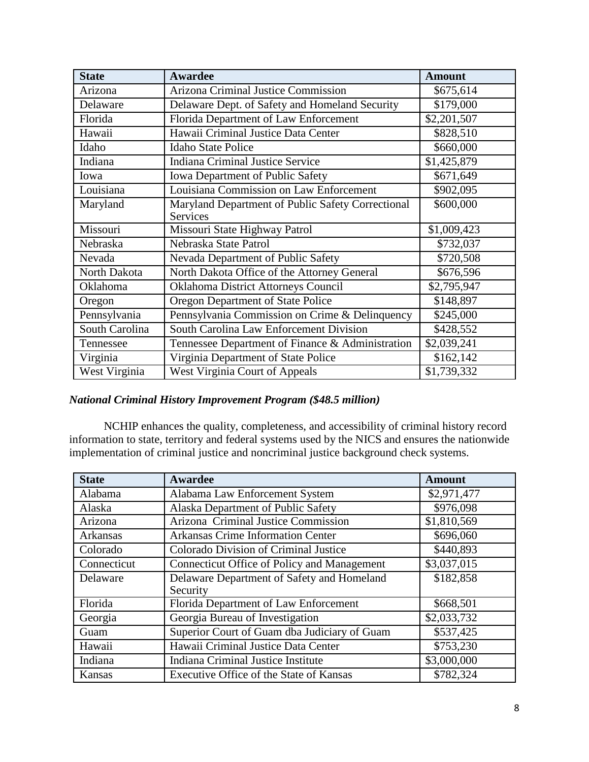| State | Awardee | Amount |
| --- | --- | --- |
| Arizona | Arizona Criminal Justice Commission | $675,614 |
| Delaware | Delaware Dept. of Safety and Homeland Security | $179,000 |
| Florida | Florida Department of Law Enforcement | $2,201,507 |
| Hawaii | Hawaii Criminal Justice Data Center | $828,510 |
| Idaho | Idaho State Police | $660,000 |
| Indiana | Indiana Criminal Justice Service | $1,425,879 |
| Iowa | Iowa Department of Public Safety | $671,649 |
| Louisiana | Louisiana Commission on Law Enforcement | $902,095 |
| Maryland | Maryland Department of Public Safety Correctional Services | $600,000 |
| Missouri | Missouri State Highway Patrol | $1,009,423 |
| Nebraska | Nebraska State Patrol | $732,037 |
| Nevada | Nevada Department of Public Safety | $720,508 |
| North Dakota | North Dakota Office of the Attorney General | $676,596 |
| Oklahoma | Oklahoma District Attorneys Council | $2,795,947 |
| Oregon | Oregon Department of State Police | $148,897 |
| Pennsylvania | Pennsylvania Commission on Crime & Delinquency | $245,000 |
| South Carolina | South Carolina Law Enforcement Division | $428,552 |
| Tennessee | Tennessee Department of Finance & Administration | $2,039,241 |
| Virginia | Virginia Department of State Police | $162,142 |
| West Virginia | West Virginia Court of Appeals | $1,739,332 |

***National Criminal History Improvement Program ($48.5 million)***

NCHIP enhances the quality, completeness, and accessibility of criminal history record information to state, territory and federal systems used by the NICS and ensures the nationwide implementation of criminal justice and noncriminal justice background check systems.

| State | Awardee | Amount |
| --- | --- | --- |
| Alabama | Alabama Law Enforcement System | $2,971,477 |
| Alaska | Alaska Department of Public Safety | $976,098 |
| Arizona | Arizona Criminal Justice Commission | $1,810,569 |
| Arkansas | Arkansas Crime Information Center | $696,060 |
| Colorado | Colorado Division of Criminal Justice | $440,893 |
| Connecticut | Connecticut Office of Policy and Management | $3,037,015 |
| Delaware | Delaware Department of Safety and Homeland Security | $182,858 |
| Florida | Florida Department of Law Enforcement | $668,501 |
| Georgia | Georgia Bureau of Investigation | $2,033,732 |
| Guam | Superior Court of Guam dba Judiciary of Guam | $537,425 |
| Hawaii | Hawaii Criminal Justice Data Center | $753,230 |
| Indiana | Indiana Criminal Justice Institute | $3,000,000 |
| Kansas | Executive Office of the State of Kansas | $782,324 |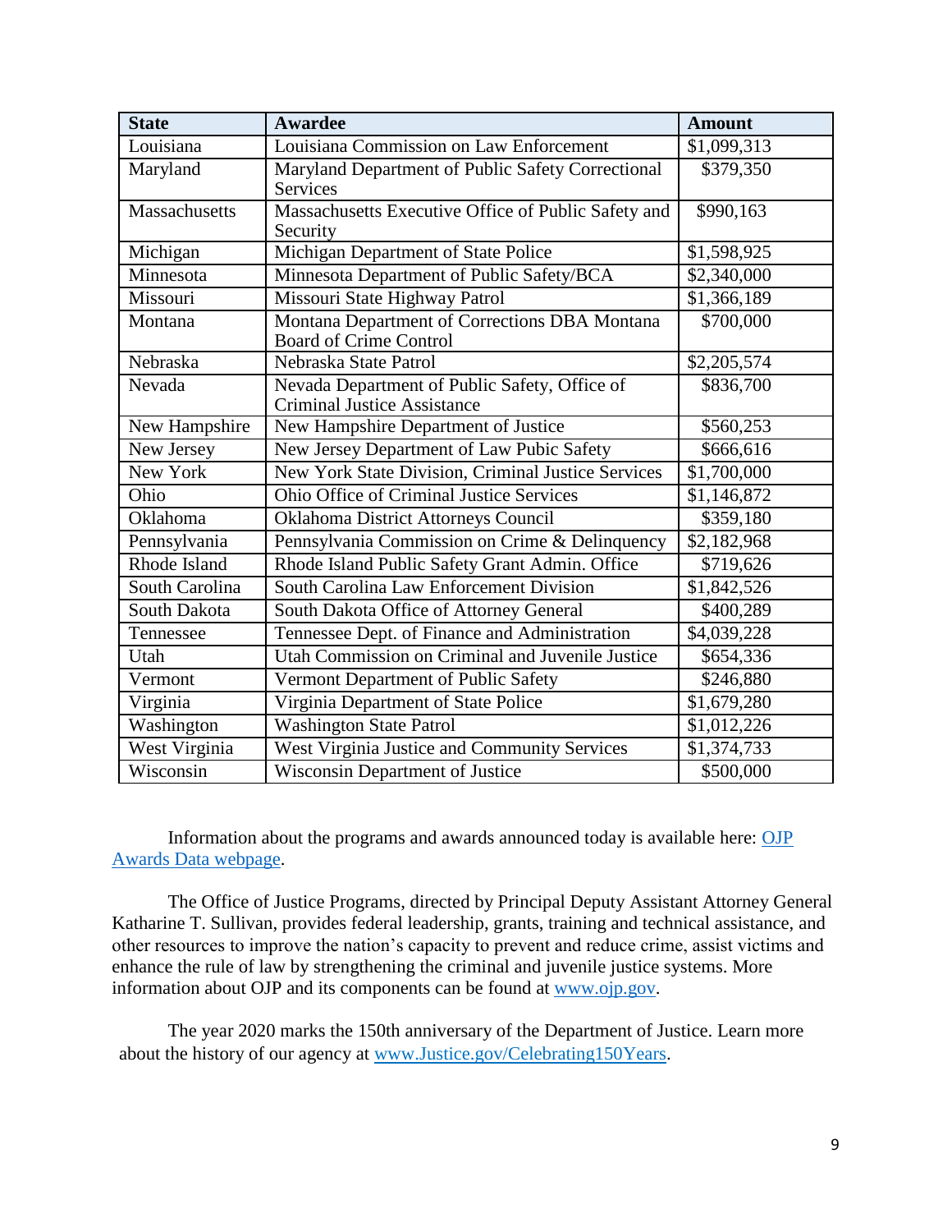| State | Awardee | Amount |
|---|---|---|
| Louisiana | Louisiana Commission on Law Enforcement | $1,099,313 |
| Maryland | Maryland Department of Public Safety Correctional Services | $379,350 |
| Massachusetts | Massachusetts Executive Office of Public Safety and Security | $990,163 |
| Michigan | Michigan Department of State Police | $1,598,925 |
| Minnesota | Minnesota Department of Public Safety/BCA | $2,340,000 |
| Missouri | Missouri State Highway Patrol | $1,366,189 |
| Montana | Montana Department of Corrections DBA Montana Board of Crime Control | $700,000 |
| Nebraska | Nebraska State Patrol | $2,205,574 |
| Nevada | Nevada Department of Public Safety, Office of Criminal Justice Assistance | $836,700 |
| New Hampshire | New Hampshire Department of Justice | $560,253 |
| New Jersey | New Jersey Department of Law Pubic Safety | $666,616 |
| New York | New York State Division, Criminal Justice Services | $1,700,000 |
| Ohio | Ohio Office of Criminal Justice Services | $1,146,872 |
| Oklahoma | Oklahoma District Attorneys Council | $359,180 |
| Pennsylvania | Pennsylvania Commission on Crime & Delinquency | $2,182,968 |
| Rhode Island | Rhode Island Public Safety Grant Admin. Office | $719,626 |
| South Carolina | South Carolina Law Enforcement Division | $1,842,526 |
| South Dakota | South Dakota Office of Attorney General | $400,289 |
| Tennessee | Tennessee Dept. of Finance and Administration | $4,039,228 |
| Utah | Utah Commission on Criminal and Juvenile Justice | $654,336 |
| Vermont | Vermont Department of Public Safety | $246,880 |
| Virginia | Virginia Department of State Police | $1,679,280 |
| Washington | Washington State Patrol | $1,012,226 |
| West Virginia | West Virginia Justice and Community Services | $1,374,733 |
| Wisconsin | Wisconsin Department of Justice | $500,000 |

Information about the programs and awards announced today is available here: OJP Awards Data webpage.

The Office of Justice Programs, directed by Principal Deputy Assistant Attorney General Katharine T. Sullivan, provides federal leadership, grants, training and technical assistance, and other resources to improve the nation's capacity to prevent and reduce crime, assist victims and enhance the rule of law by strengthening the criminal and juvenile justice systems. More information about OJP and its components can be found at www.ojp.gov.

The year 2020 marks the 150th anniversary of the Department of Justice. Learn more about the history of our agency at www.Justice.gov/Celebrating150Years.